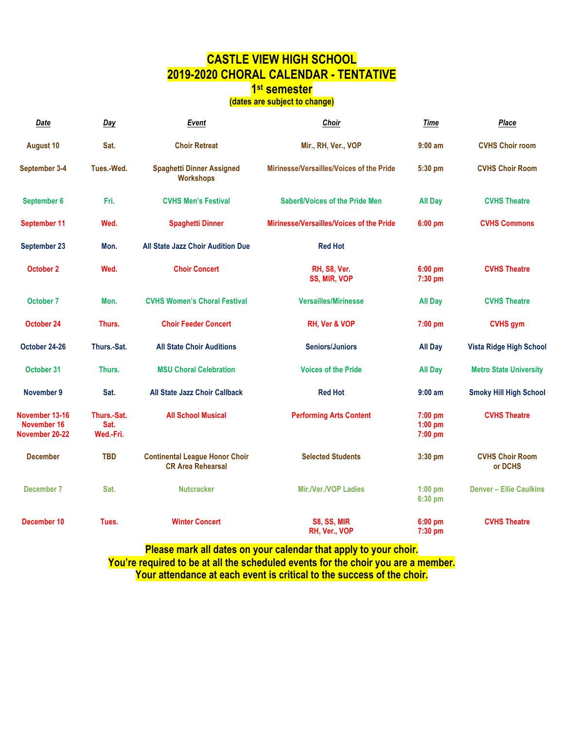# CASTLE VIEW HIGH SCHOOL
# 2019-2020 CHORAL CALENDAR - TENTATIVE
## 1st semester
**(dates are subject to change)**

| *Date* | *Day* | *Event* | *Choir* | *Time* | *Place* |
|---|---|---|---|---|---|
| August 10 | Sat. | Choir Retreat | Mir., RH, Ver., VOP | 9:00 am | CVHS Choir room |
| September 3-4 | Tues.-Wed. | Spaghetti Dinner Assigned Workshops | Mirinesse/Versailles/Voices of the Pride | 5:30 pm | CVHS Choir Room |
| September 6 | Fri. | CVHS Men's Festival | Saber8/Voices of the Pride Men | All Day | CVHS Theatre |
| September 11 | Wed. | Spaghetti Dinner | Mirinesse/Versailles/Voices of the Pride | 6:00 pm | CVHS Commons |
| September 23 | Mon. | All State Jazz Choir Audition Due | Red Hot | | |
| October 2 | Wed. | Choir Concert | RH, S8, Ver.<br>SS, MIR, VOP | 6:00 pm<br>7:30 pm | CVHS Theatre |
| October 7 | Mon. | CVHS Women's Choral Festival | Versailles/Mirinesse | All Day | CVHS Theatre |
| October 24 | Thurs. | Choir Feeder Concert | RH, Ver & VOP | 7:00 pm | CVHS gym |
| October 24-26 | Thurs.-Sat. | All State Choir Auditions | Seniors/Juniors | All Day | Vista Ridge High School |
| October 31 | Thurs. | MSU Choral Celebration | Voices of the Pride | All Day | Metro State University |
| November 9 | Sat. | All State Jazz Choir Callback | Red Hot | 9:00 am | Smoky Hill High School |
| November 13-16<br>November 16<br>November 20-22 | Thurs.-Sat.<br>Sat.<br>Wed.-Fri. | All School Musical | Performing Arts Content | 7:00 pm<br>1:00 pm<br>7:00 pm | CVHS Theatre |
| December | TBD | Continental League Honor Choir CR Area Rehearsal | Selected Students | 3:30 pm | CVHS Choir Room or DCHS |
| December 7 | Sat. | Nutcracker | Mir./Ver./VOP Ladies | 1:00 pm<br>6:30 pm | Denver – Ellie Caulkins |
| December 10 | Tues. | Winter Concert | S8, SS, MIR<br>RH, Ver., VOP | 6:00 pm<br>7:30 pm | CVHS Theatre |

**Please mark all dates on your calendar that apply to your choir.**
**You're required to be at all the scheduled events for the choir you are a member.**
**Your attendance at each event is critical to the success of the choir.**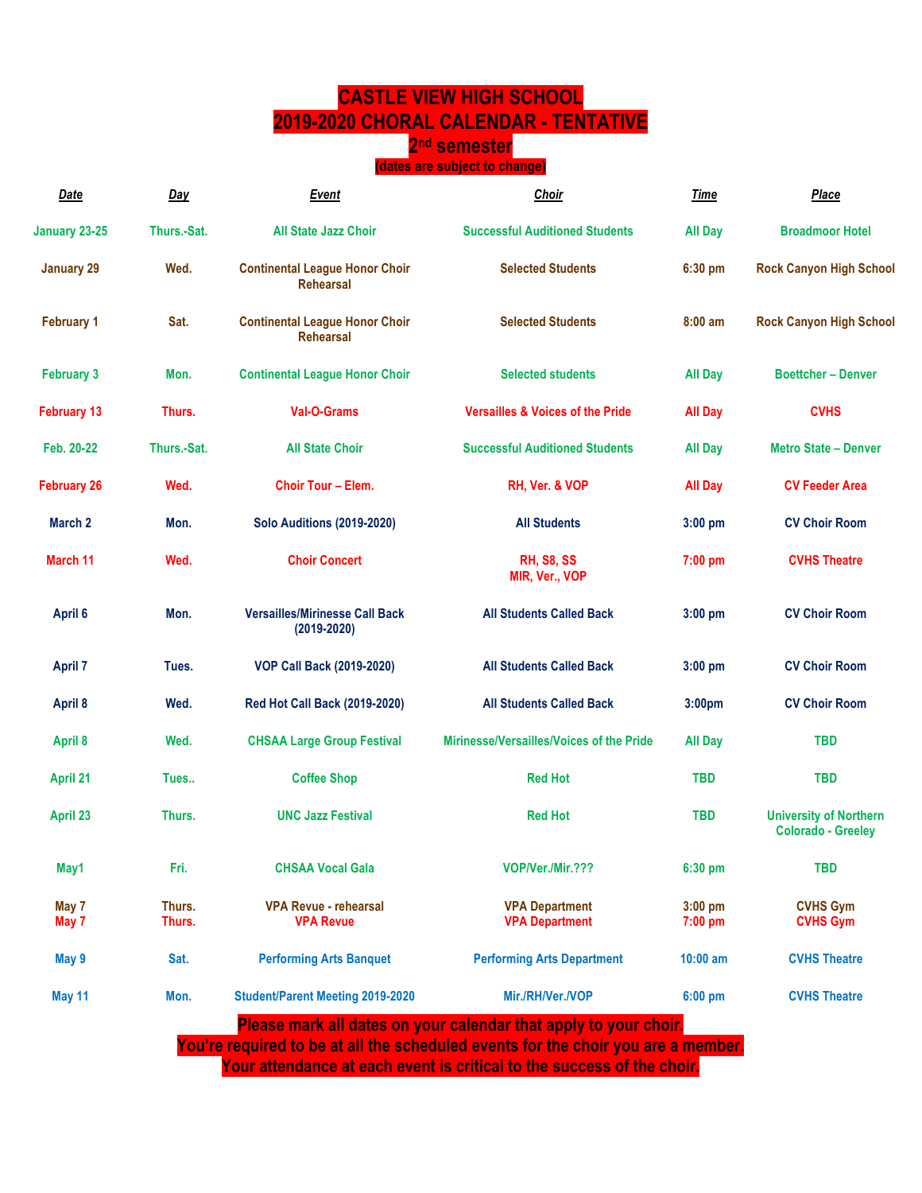# CASTLE VIEW HIGH SCHOOL
# 2019-2020 CHORAL CALENDAR - TENTATIVE
## 2nd semester
**(dates are subject to change)**

| ***Date*** | ***Day*** | ***Event*** | ***Choir*** | ***Time*** | ***Place*** |
|---|---|---|---|---|---|
| January 23-25 | Thurs.-Sat. | All State Jazz Choir | Successful Auditioned Students | All Day | Broadmoor Hotel |
| January 29 | Wed. | Continental League Honor Choir Rehearsal | Selected Students | 6:30 pm | Rock Canyon High School |
| February 1 | Sat. | Continental League Honor Choir Rehearsal | Selected Students | 8:00 am | Rock Canyon High School |
| February 3 | Mon. | Continental League Honor Choir | Selected students | All Day | Boettcher – Denver |
| February 13 | Thurs. | Val-O-Grams | Versailles & Voices of the Pride | All Day | CVHS |
| Feb. 20-22 | Thurs.-Sat. | All State Choir | Successful Auditioned Students | All Day | Metro State – Denver |
| February 26 | Wed. | Choir Tour – Elem. | RH, Ver. & VOP | All Day | CV Feeder Area |
| March 2 | Mon. | Solo Auditions (2019-2020) | All Students | 3:00 pm | CV Choir Room |
| March 11 | Wed. | Choir Concert | RH, S8, SS MIR, Ver., VOP | 7:00 pm | CVHS Theatre |
| April 6 | Mon. | Versailles/Mirinesse Call Back (2019-2020) | All Students Called Back | 3:00 pm | CV Choir Room |
| April 7 | Tues. | VOP Call Back (2019-2020) | All Students Called Back | 3:00 pm | CV Choir Room |
| April 8 | Wed. | Red Hot Call Back (2019-2020) | All Students Called Back | 3:00pm | CV Choir Room |
| April 8 | Wed. | CHSAA Large Group Festival | Mirinesse/Versailles/Voices of the Pride | All Day | TBD |
| April 21 | Tues.. | Coffee Shop | Red Hot | TBD | TBD |
| April 23 | Thurs. | UNC Jazz Festival | Red Hot | TBD | University of Northern Colorado - Greeley |
| May1 | Fri. | CHSAA Vocal Gala | VOP/Ver./Mir.??? | 6:30 pm | TBD |
| May 7 | Thurs. | VPA Revue - rehearsal | VPA Department | 3:00 pm | CVHS Gym |
| May 7 | Thurs. | VPA Revue | VPA Department | 7:00 pm | CVHS Gym |
| May 9 | Sat. | Performing Arts Banquet | Performing Arts Department | 10:00 am | CVHS Theatre |
| May 11 | Mon. | Student/Parent Meeting 2019-2020 | Mir./RH/Ver./VOP | 6:00 pm | CVHS Theatre |

**Please mark all dates on your calendar that apply to your choir.**
**You're required to be at all the scheduled events for the choir you are a member.**
**Your attendance at each event is critical to the success of the choir.**